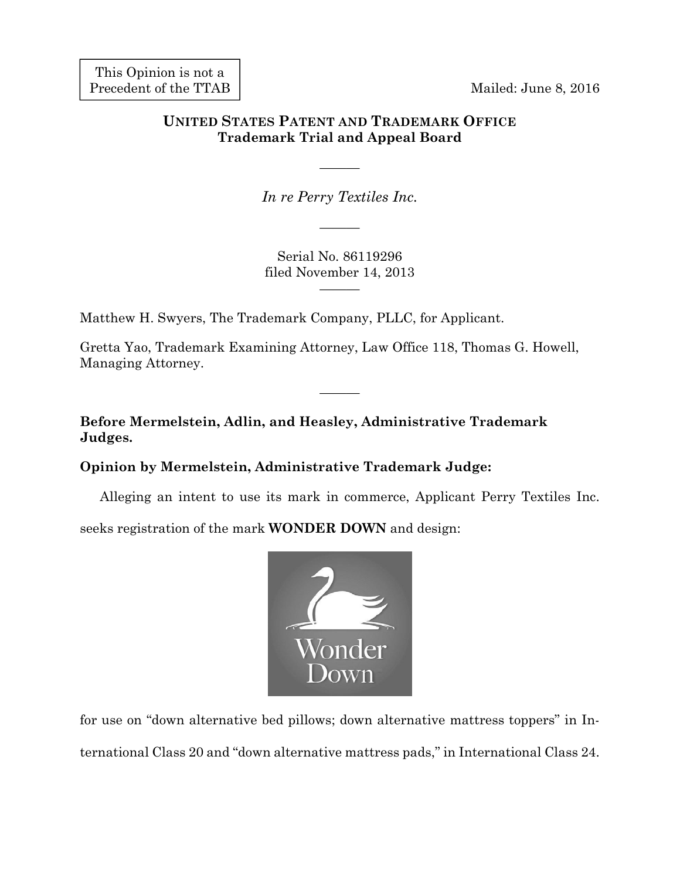This Opinion is not a Precedent of the TTAB

Mailed: June 8, 2016

**UNITED STATES PATENT AND TRADEMARK OFFICE**
**Trademark Trial and Appeal Board**

———

*In re Perry Textiles Inc.*

———

Serial No. 86119296
filed November 14, 2013

———

Matthew H. Swyers, The Trademark Company, PLLC, for Applicant.

Gretta Yao, Trademark Examining Attorney, Law Office 118, Thomas G. Howell, Managing Attorney.

———

**Before Mermelstein, Adlin, and Heasley, Administrative Trademark Judges.**

**Opinion by Mermelstein, Administrative Trademark Judge:**

Alleging an intent to use its mark in commerce, Applicant Perry Textiles Inc. seeks registration of the mark **WONDER DOWN** and design:

Wonder Down

for use on "down alternative bed pillows; down alternative mattress toppers" in International Class 20 and "down alternative mattress pads," in International Class 24.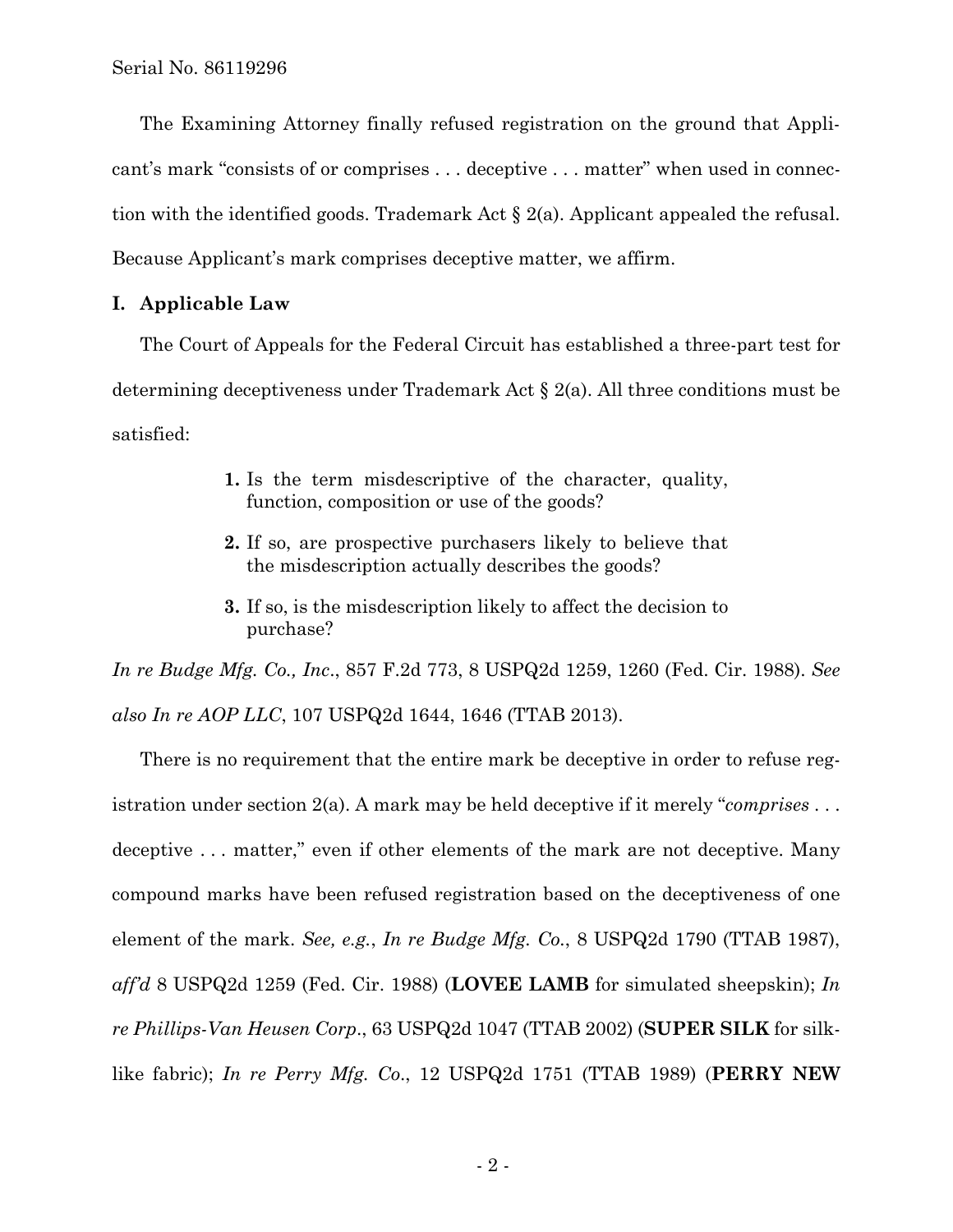The Examining Attorney finally refused registration on the ground that Applicant's mark "consists of or comprises . . . deceptive . . . matter" when used in connection with the identified goods. Trademark Act § 2(a). Applicant appealed the refusal. Because Applicant's mark comprises deceptive matter, we affirm.

## I. Applicable Law

The Court of Appeals for the Federal Circuit has established a three-part test for determining deceptiveness under Trademark Act § 2(a). All three conditions must be satisfied:

> **1.** Is the term misdescriptive of the character, quality, function, composition or use of the goods?
>
> **2.** If so, are prospective purchasers likely to believe that the misdescription actually describes the goods?
>
> **3.** If so, is the misdescription likely to affect the decision to purchase?

*In re Budge Mfg. Co., Inc.*, 857 F.2d 773, 8 USPQ2d 1259, 1260 (Fed. Cir. 1988). *See also In re AOP LLC*, 107 USPQ2d 1644, 1646 (TTAB 2013).

There is no requirement that the entire mark be deceptive in order to refuse registration under section 2(a). A mark may be held deceptive if it merely "*comprises* . . . deceptive . . . matter," even if other elements of the mark are not deceptive. Many compound marks have been refused registration based on the deceptiveness of one element of the mark. *See, e.g.*, *In re Budge Mfg. Co.*, 8 USPQ2d 1790 (TTAB 1987), *aff'd* 8 USPQ2d 1259 (Fed. Cir. 1988) (**LOVEE LAMB** for simulated sheepskin); *In re Phillips-Van Heusen Corp.*, 63 USPQ2d 1047 (TTAB 2002) (**SUPER SILK** for silk-like fabric); *In re Perry Mfg. Co.*, 12 USPQ2d 1751 (TTAB 1989) (**PERRY NEW**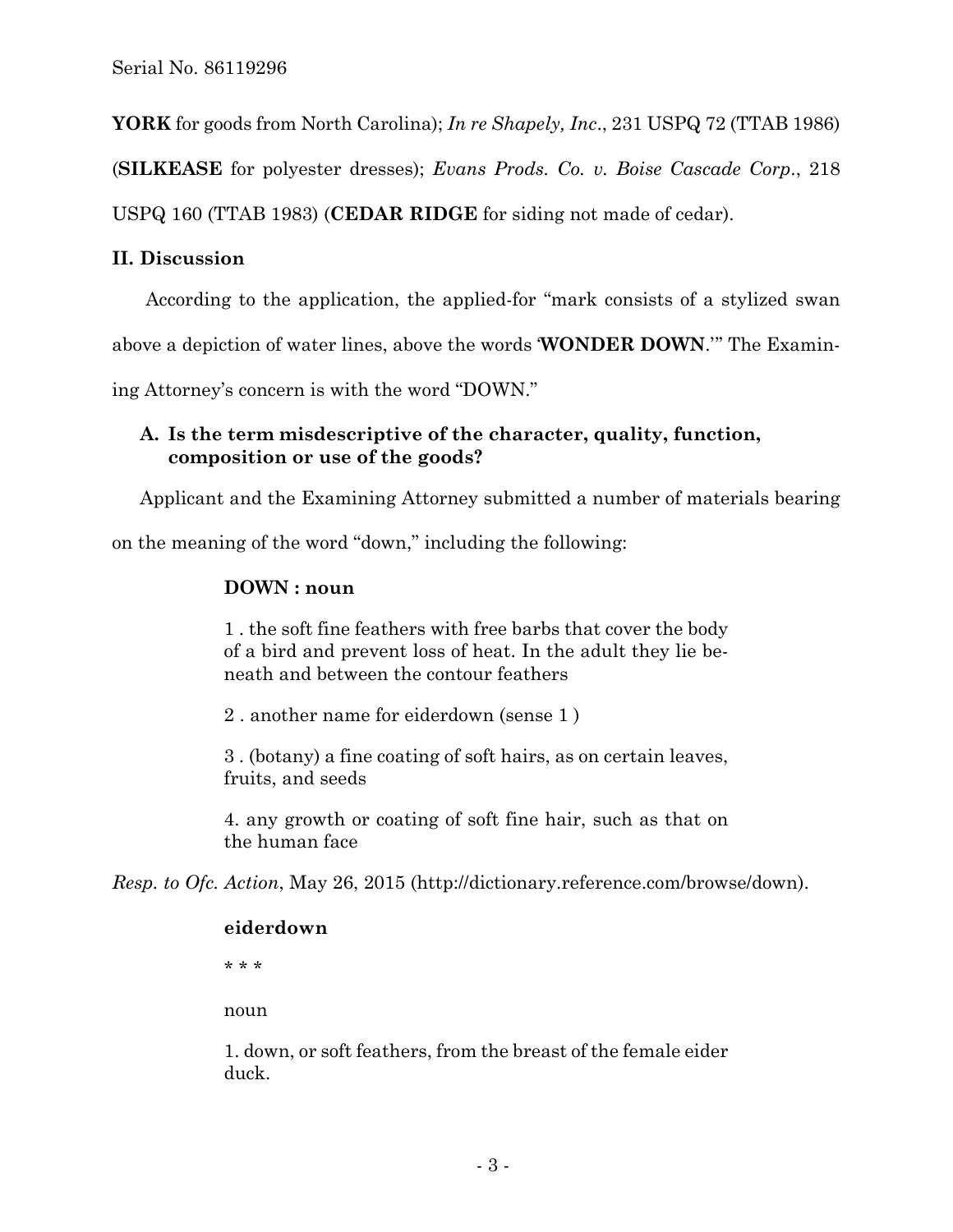**YORK** for goods from North Carolina); *In re Shapely, Inc*., 231 USPQ 72 (TTAB 1986) (**SILKEASE** for polyester dresses); *Evans Prods. Co. v. Boise Cascade Corp*., 218 USPQ 160 (TTAB 1983) (**CEDAR RIDGE** for siding not made of cedar).

## II. Discussion

According to the application, the applied-for "mark consists of a stylized swan above a depiction of water lines, above the words '**WONDER DOWN**.'" The Examining Attorney's concern is with the word "DOWN."

### A. Is the term misdescriptive of the character, quality, function, composition or use of the goods?

Applicant and the Examining Attorney submitted a number of materials bearing on the meaning of the word "down," including the following:

> **DOWN : noun**
>
> 1 . the soft fine feathers with free barbs that cover the body of a bird and prevent loss of heat. In the adult they lie beneath and between the contour feathers
>
> 2 . another name for eiderdown (sense 1 )
>
> 3 . (botany) a fine coating of soft hairs, as on certain leaves, fruits, and seeds
>
> 4. any growth or coating of soft fine hair, such as that on the human face

*Resp. to Ofc. Action*, May 26, 2015 (http://dictionary.reference.com/browse/down).

> **eiderdown**
>
> * * *
>
> noun
>
> 1. down, or soft feathers, from the breast of the female eider duck.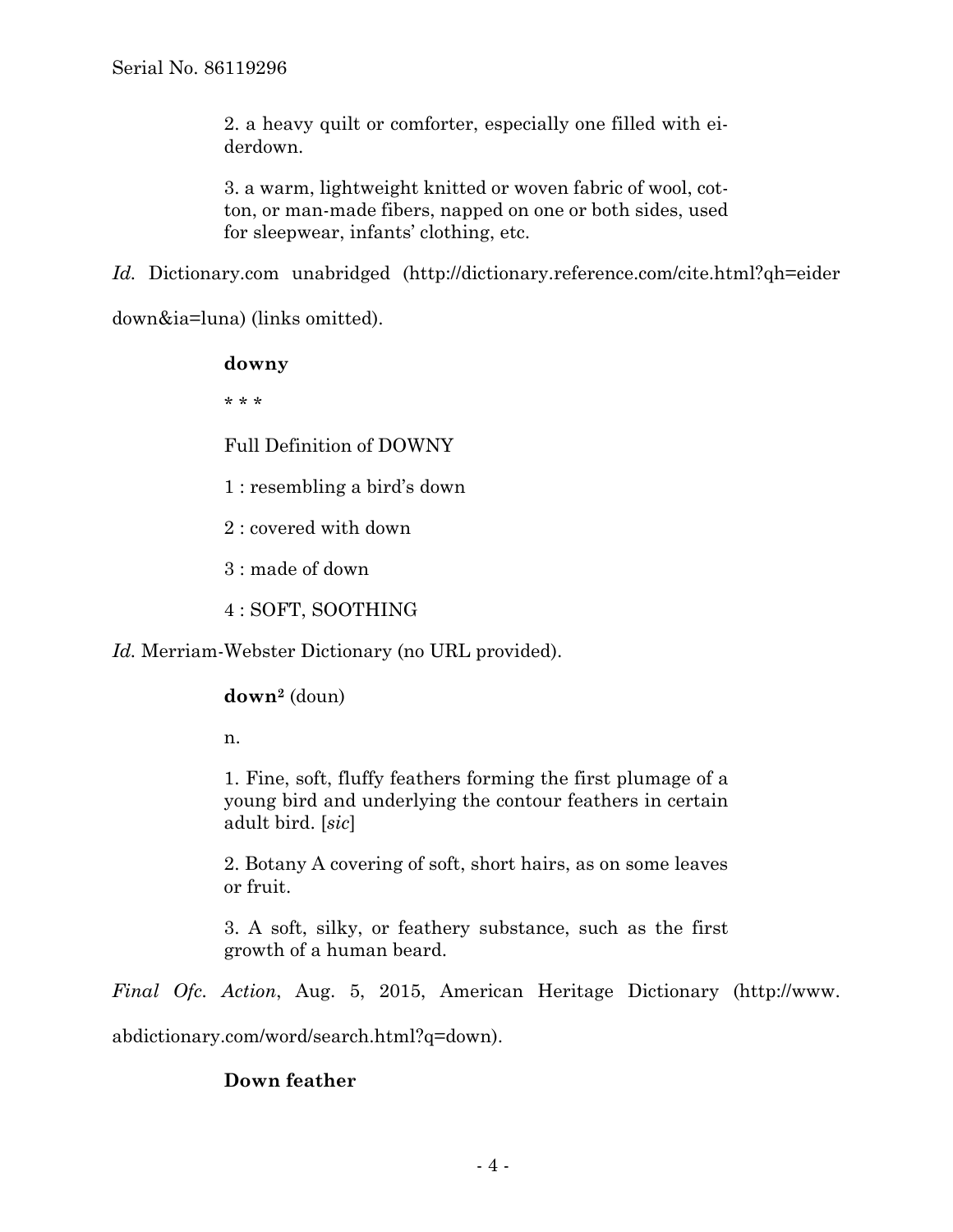> 2. a heavy quilt or comforter, especially one filled with eiderdown.
>
> 3. a warm, lightweight knitted or woven fabric of wool, cotton, or man-made fibers, napped on one or both sides, used for sleepwear, infants' clothing, etc.

*Id.* Dictionary.com unabridged (http://dictionary.reference.com/cite.html?qh=eider down&ia=luna) (links omitted).

> **downy**
>
> * * *
>
> Full Definition of DOWNY
>
> 1 : resembling a bird's down
>
> 2 : covered with down
>
> 3 : made of down
>
> 4 : SOFT, SOOTHING

*Id.* Merriam-Webster Dictionary (no URL provided).

> **down[2]** (doun)
>
> n.
>
> 1. Fine, soft, fluffy feathers forming the first plumage of a young bird and underlying the contour feathers in certain adult bird. [*sic*]
>
> 2. Botany A covering of soft, short hairs, as on some leaves or fruit.
>
> 3. A soft, silky, or feathery substance, such as the first growth of a human beard.

*Final Ofc. Action*, Aug. 5, 2015, American Heritage Dictionary (http://www.abdictionary.com/word/search.html?q=down).

> **Down feather**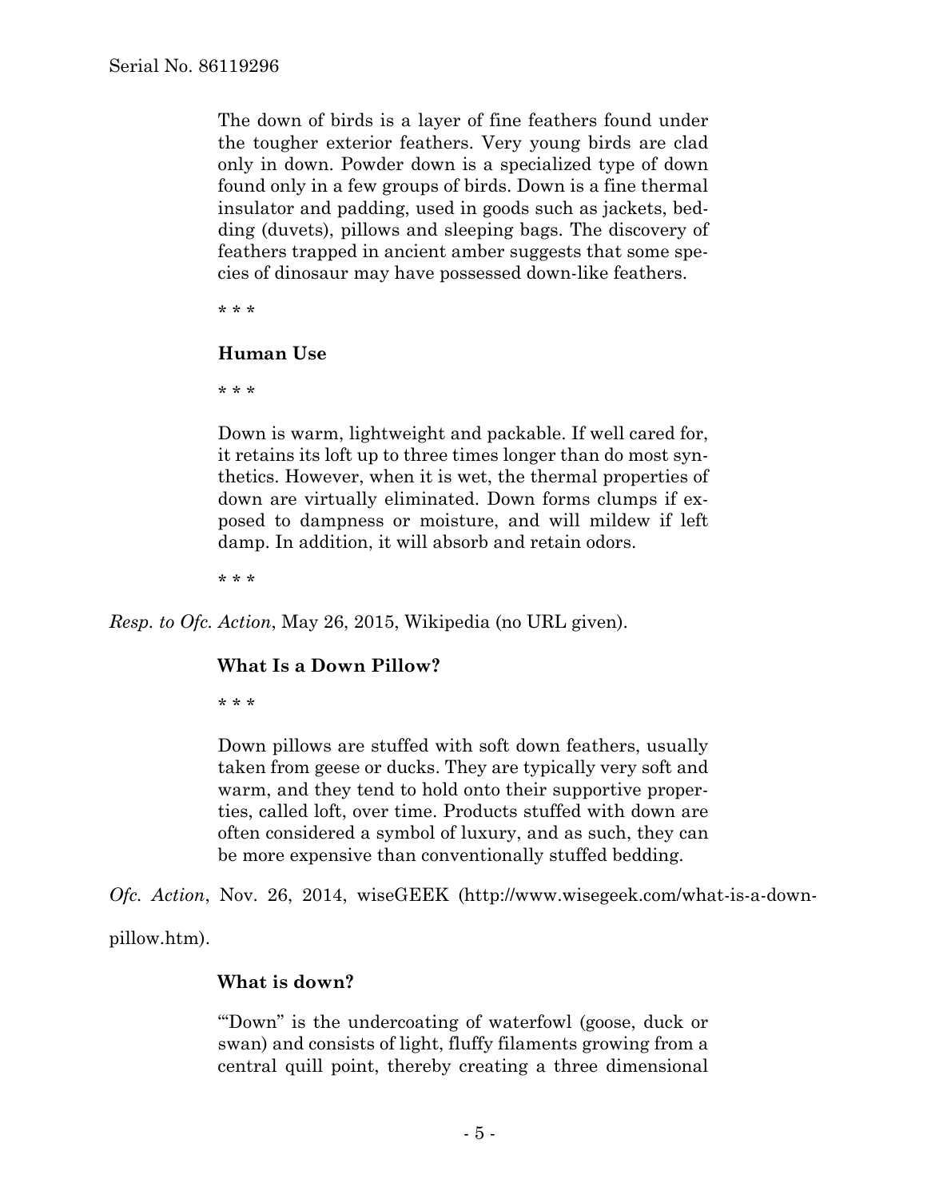> The down of birds is a layer of fine feathers found under the tougher exterior feathers. Very young birds are clad only in down. Powder down is a specialized type of down found only in a few groups of birds. Down is a fine thermal insulator and padding, used in goods such as jackets, bedding (duvets), pillows and sleeping bags. The discovery of feathers trapped in ancient amber suggests that some species of dinosaur may have possessed down-like feathers.
>
> * * *
>
> **Human Use**
>
> * * *
>
> Down is warm, lightweight and packable. If well cared for, it retains its loft up to three times longer than do most synthetics. However, when it is wet, the thermal properties of down are virtually eliminated. Down forms clumps if exposed to dampness or moisture, and will mildew if left damp. In addition, it will absorb and retain odors.
>
> * * *

*Resp. to Ofc. Action*, May 26, 2015, Wikipedia (no URL given).

> **What Is a Down Pillow?**
>
> * * *
>
> Down pillows are stuffed with soft down feathers, usually taken from geese or ducks. They are typically very soft and warm, and they tend to hold onto their supportive properties, called loft, over time. Products stuffed with down are often considered a symbol of luxury, and as such, they can be more expensive than conventionally stuffed bedding.

*Ofc. Action*, Nov. 26, 2014, wiseGEEK (http://www.wisegeek.com/what-is-a-down-pillow.htm).

> **What is down?**
>
> "'Down" is the undercoating of waterfowl (goose, duck or swan) and consists of light, fluffy filaments growing from a central quill point, thereby creating a three dimensional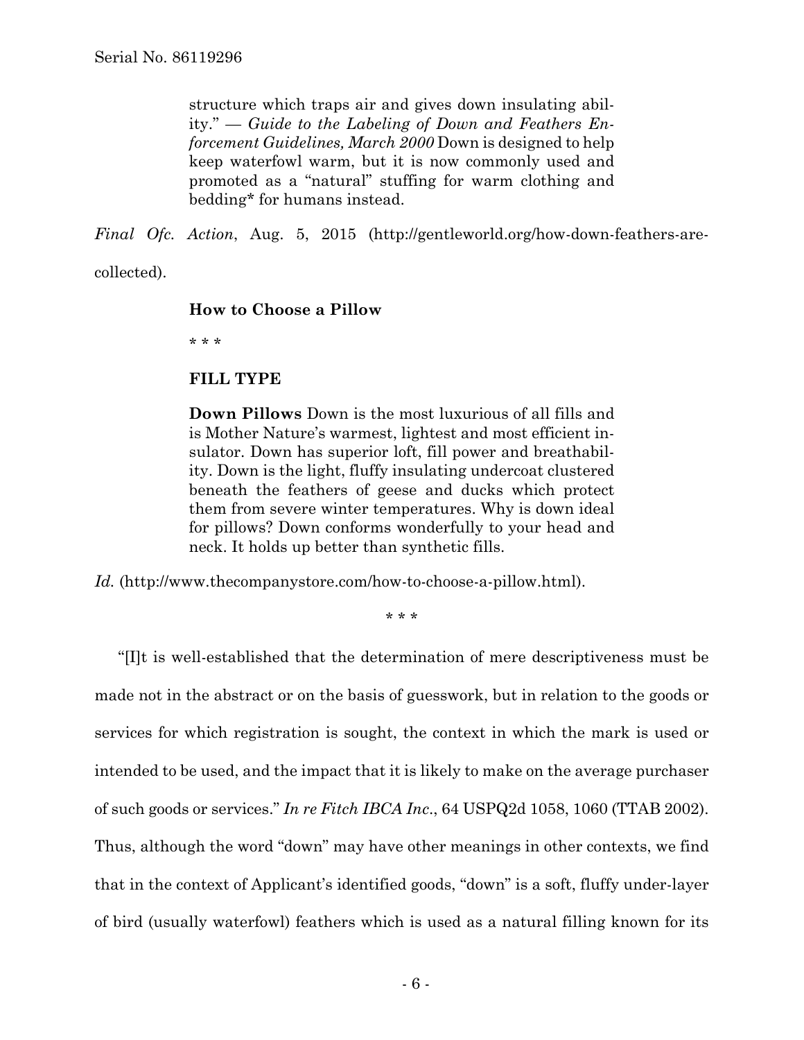> structure which traps air and gives down insulating ability." — *Guide to the Labeling of Down and Feathers Enforcement Guidelines, March 2000* Down is designed to help keep waterfowl warm, but it is now commonly used and promoted as a "natural" stuffing for warm clothing and bedding* for humans instead.

*Final Ofc. Action*, Aug. 5, 2015 (http://gentleworld.org/how-down-feathers-are-collected).

> **How to Choose a Pillow**
>
> * * *
>
> **FILL TYPE**
>
> **Down Pillows** Down is the most luxurious of all fills and is Mother Nature's warmest, lightest and most efficient insulator. Down has superior loft, fill power and breathability. Down is the light, fluffy insulating undercoat clustered beneath the feathers of geese and ducks which protect them from severe winter temperatures. Why is down ideal for pillows? Down conforms wonderfully to your head and neck. It holds up better than synthetic fills.

*Id.* (http://www.thecompanystore.com/how-to-choose-a-pillow.html).

* * *

"[I]t is well-established that the determination of mere descriptiveness must be made not in the abstract or on the basis of guesswork, but in relation to the goods or services for which registration is sought, the context in which the mark is used or intended to be used, and the impact that it is likely to make on the average purchaser of such goods or services." *In re Fitch IBCA Inc*., 64 USPQ2d 1058, 1060 (TTAB 2002). Thus, although the word "down" may have other meanings in other contexts, we find that in the context of Applicant's identified goods, "down" is a soft, fluffy under-layer of bird (usually waterfowl) feathers which is used as a natural filling known for its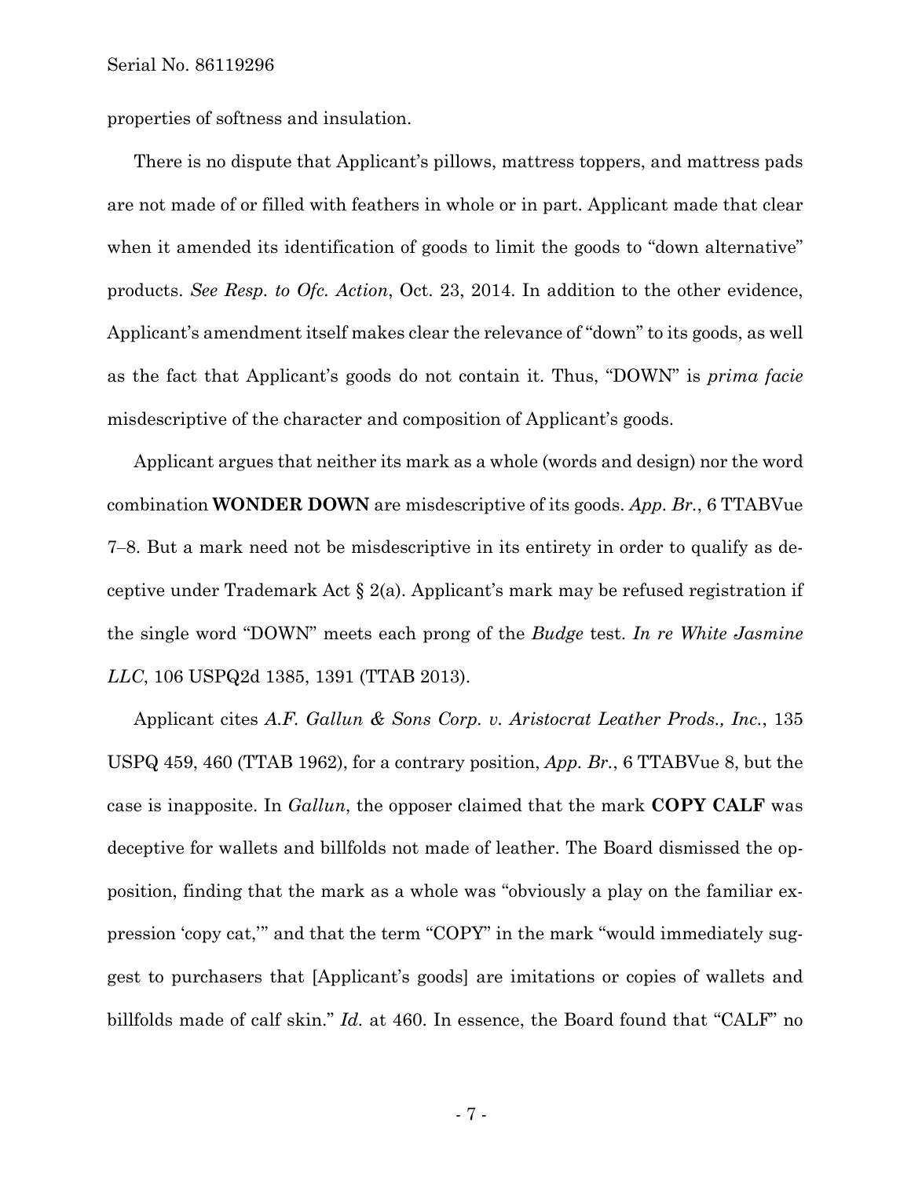properties of softness and insulation.

There is no dispute that Applicant's pillows, mattress toppers, and mattress pads are not made of or filled with feathers in whole or in part. Applicant made that clear when it amended its identification of goods to limit the goods to "down alternative" products. *See Resp. to Ofc. Action*, Oct. 23, 2014. In addition to the other evidence, Applicant's amendment itself makes clear the relevance of "down" to its goods, as well as the fact that Applicant's goods do not contain it. Thus, "DOWN" is *prima facie* misdescriptive of the character and composition of Applicant's goods.

Applicant argues that neither its mark as a whole (words and design) nor the word combination **WONDER DOWN** are misdescriptive of its goods. *App. Br.*, 6 TTABVue 7–8. But a mark need not be misdescriptive in its entirety in order to qualify as deceptive under Trademark Act § 2(a). Applicant's mark may be refused registration if the single word "DOWN" meets each prong of the *Budge* test. *In re White Jasmine LLC*, 106 USPQ2d 1385, 1391 (TTAB 2013).

Applicant cites *A.F. Gallun & Sons Corp. v. Aristocrat Leather Prods., Inc.*, 135 USPQ 459, 460 (TTAB 1962), for a contrary position, *App. Br.*, 6 TTABVue 8, but the case is inapposite. In *Gallun*, the opposer claimed that the mark **COPY CALF** was deceptive for wallets and billfolds not made of leather. The Board dismissed the opposition, finding that the mark as a whole was "obviously a play on the familiar expression 'copy cat,'" and that the term "COPY" in the mark "would immediately suggest to purchasers that [Applicant's goods] are imitations or copies of wallets and billfolds made of calf skin." *Id.* at 460. In essence, the Board found that "CALF" no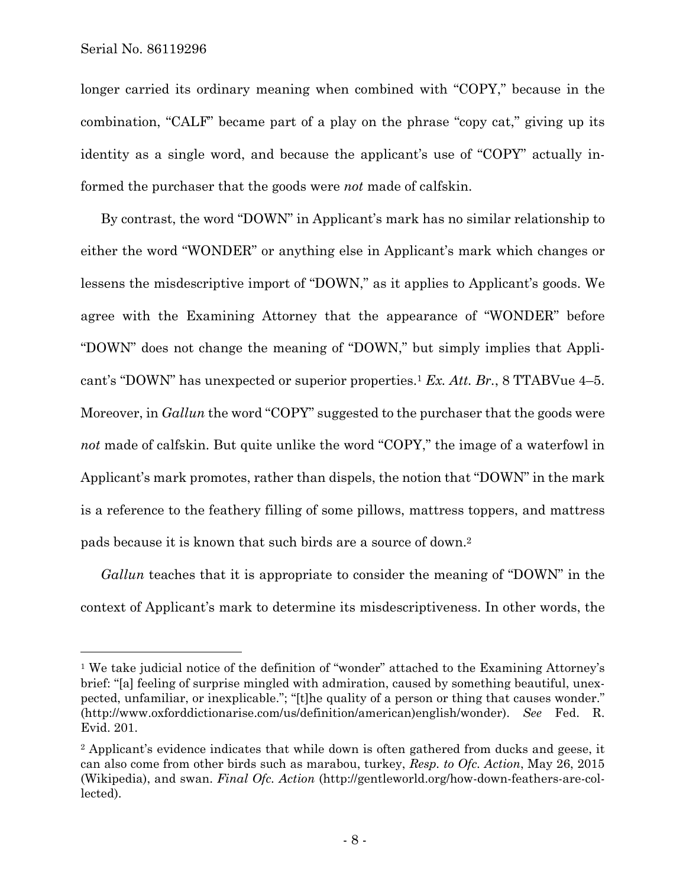longer carried its ordinary meaning when combined with "COPY," because in the combination, "CALF" became part of a play on the phrase "copy cat," giving up its identity as a single word, and because the applicant's use of "COPY" actually informed the purchaser that the goods were *not* made of calfskin.

By contrast, the word "DOWN" in Applicant's mark has no similar relationship to either the word "WONDER" or anything else in Applicant's mark which changes or lessens the misdescriptive import of "DOWN," as it applies to Applicant's goods. We agree with the Examining Attorney that the appearance of "WONDER" before "DOWN" does not change the meaning of "DOWN," but simply implies that Applicant's "DOWN" has unexpected or superior properties.[1] *Ex. Att. Br.*, 8 TTABVue 4–5. Moreover, in *Gallun* the word "COPY" suggested to the purchaser that the goods were *not* made of calfskin. But quite unlike the word "COPY," the image of a waterfowl in Applicant's mark promotes, rather than dispels, the notion that "DOWN" in the mark is a reference to the feathery filling of some pillows, mattress toppers, and mattress pads because it is known that such birds are a source of down.[2]

*Gallun* teaches that it is appropriate to consider the meaning of "DOWN" in the context of Applicant's mark to determine its misdescriptiveness. In other words, the

---

[1] We take judicial notice of the definition of "wonder" attached to the Examining Attorney's brief: "[a] feeling of surprise mingled with admiration, caused by something beautiful, unexpected, unfamiliar, or inexplicable."; "[t]he quality of a person or thing that causes wonder." (http://www.oxforddictionarise.com/us/definition/american)english/wonder). *See* Fed. R. Evid. 201.

[2] Applicant's evidence indicates that while down is often gathered from ducks and geese, it can also come from other birds such as marabou, turkey, *Resp. to Ofc. Action*, May 26, 2015 (Wikipedia), and swan. *Final Ofc. Action* (http://gentleworld.org/how-down-feathers-are-collected).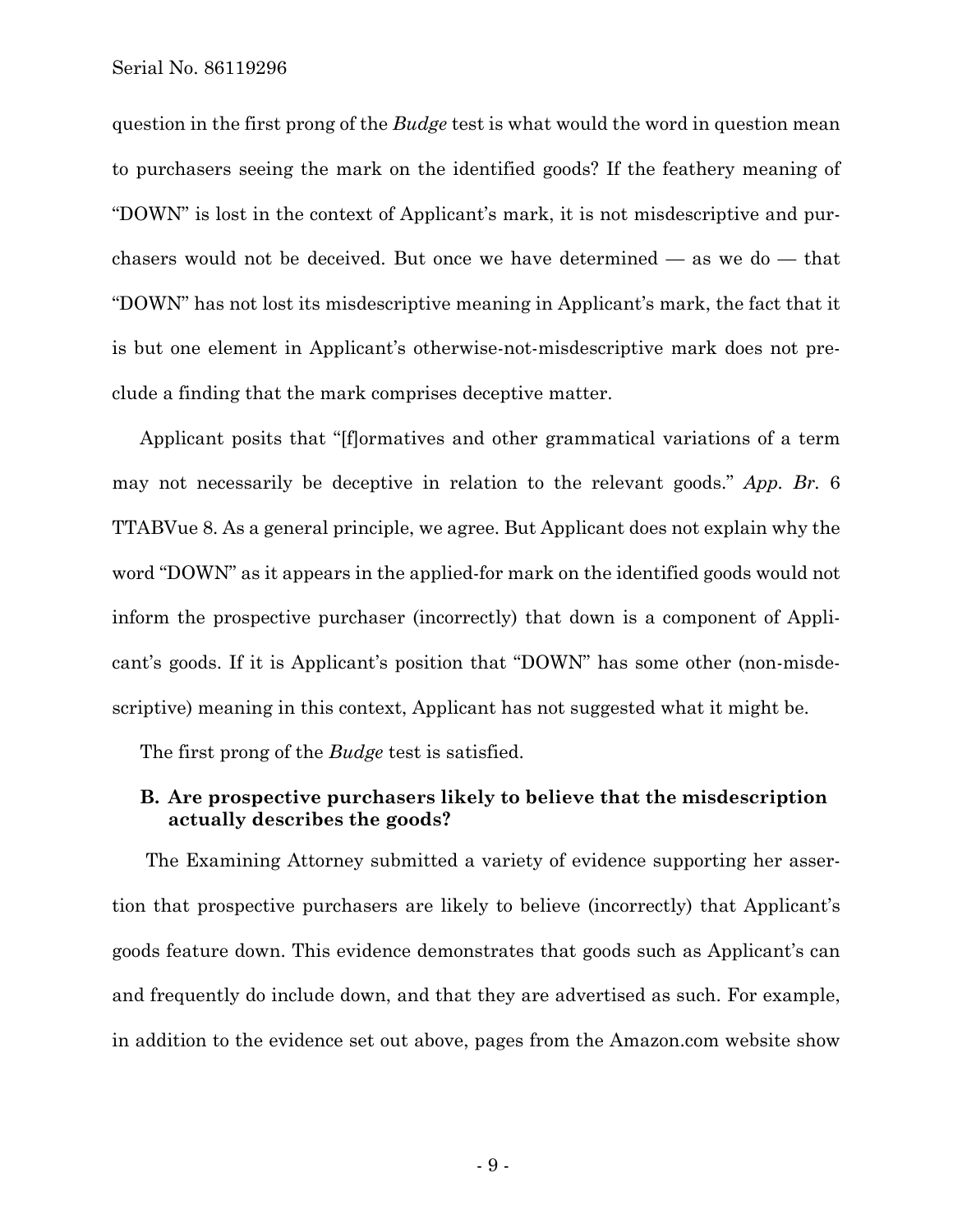question in the first prong of the *Budge* test is what would the word in question mean to purchasers seeing the mark on the identified goods? If the feathery meaning of "DOWN" is lost in the context of Applicant's mark, it is not misdescriptive and purchasers would not be deceived. But once we have determined — as we do — that "DOWN" has not lost its misdescriptive meaning in Applicant's mark, the fact that it is but one element in Applicant's otherwise-not-misdescriptive mark does not preclude a finding that the mark comprises deceptive matter.

Applicant posits that "[f]ormatives and other grammatical variations of a term may not necessarily be deceptive in relation to the relevant goods." *App. Br.* 6 TTABVue 8. As a general principle, we agree. But Applicant does not explain why the word "DOWN" as it appears in the applied-for mark on the identified goods would not inform the prospective purchaser (incorrectly) that down is a component of Applicant's goods. If it is Applicant's position that "DOWN" has some other (non-misdescriptive) meaning in this context, Applicant has not suggested what it might be.

The first prong of the *Budge* test is satisfied.

### B. Are prospective purchasers likely to believe that the misdescription actually describes the goods?

The Examining Attorney submitted a variety of evidence supporting her assertion that prospective purchasers are likely to believe (incorrectly) that Applicant's goods feature down. This evidence demonstrates that goods such as Applicant's can and frequently do include down, and that they are advertised as such. For example, in addition to the evidence set out above, pages from the Amazon.com website show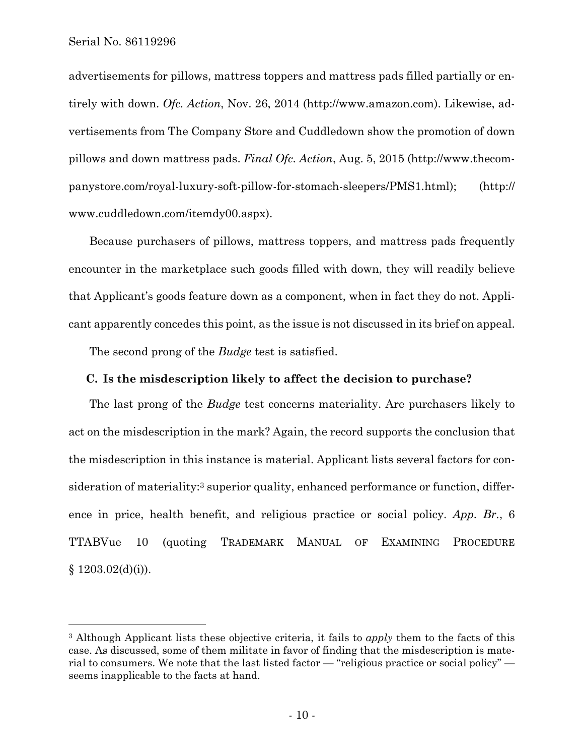advertisements for pillows, mattress toppers and mattress pads filled partially or entirely with down. *Ofc. Action*, Nov. 26, 2014 (http://www.amazon.com). Likewise, advertisements from The Company Store and Cuddledown show the promotion of down pillows and down mattress pads. *Final Ofc. Action*, Aug. 5, 2015 (http://www.thecompanystore.com/royal-luxury-soft-pillow-for-stomach-sleepers/PMS1.html); (http://www.cuddledown.com/itemdy00.aspx).

Because purchasers of pillows, mattress toppers, and mattress pads frequently encounter in the marketplace such goods filled with down, they will readily believe that Applicant's goods feature down as a component, when in fact they do not. Applicant apparently concedes this point, as the issue is not discussed in its brief on appeal.

The second prong of the *Budge* test is satisfied.

### C. Is the misdescription likely to affect the decision to purchase?

The last prong of the *Budge* test concerns materiality. Are purchasers likely to act on the misdescription in the mark? Again, the record supports the conclusion that the misdescription in this instance is material. Applicant lists several factors for consideration of materiality:[3] superior quality, enhanced performance or function, difference in price, health benefit, and religious practice or social policy. *App. Br.*, 6 TTABVue 10 (quoting TRADEMARK MANUAL OF EXAMINING PROCEDURE § 1203.02(d)(i)).

[3] Although Applicant lists these objective criteria, it fails to *apply* them to the facts of this case. As discussed, some of them militate in favor of finding that the misdescription is material to consumers. We note that the last listed factor — "religious practice or social policy" — seems inapplicable to the facts at hand.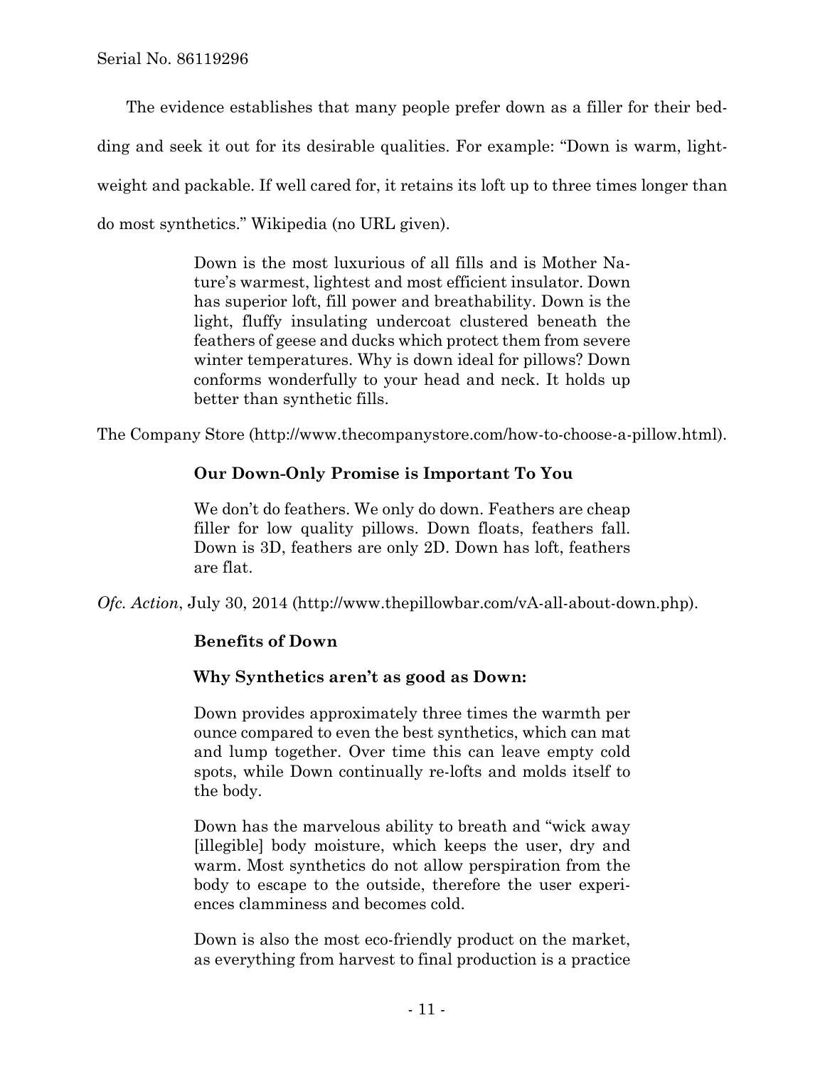The evidence establishes that many people prefer down as a filler for their bedding and seek it out for its desirable qualities. For example: "Down is warm, lightweight and packable. If well cared for, it retains its loft up to three times longer than do most synthetics." Wikipedia (no URL given).

> Down is the most luxurious of all fills and is Mother Nature's warmest, lightest and most efficient insulator. Down has superior loft, fill power and breathability. Down is the light, fluffy insulating undercoat clustered beneath the feathers of geese and ducks which protect them from severe winter temperatures. Why is down ideal for pillows? Down conforms wonderfully to your head and neck. It holds up better than synthetic fills.

The Company Store (http://www.thecompanystore.com/how-to-choose-a-pillow.html).

> **Our Down-Only Promise is Important To You**
>
> We don't do feathers. We only do down. Feathers are cheap filler for low quality pillows. Down floats, feathers fall. Down is 3D, feathers are only 2D. Down has loft, feathers are flat.

*Ofc. Action*, July 30, 2014 (http://www.thepillowbar.com/vA-all-about-down.php).

> **Benefits of Down**
>
> **Why Synthetics aren't as good as Down:**
>
> Down provides approximately three times the warmth per ounce compared to even the best synthetics, which can mat and lump together. Over time this can leave empty cold spots, while Down continually re-lofts and molds itself to the body.
>
> Down has the marvelous ability to breath and "wick away [illegible] body moisture, which keeps the user, dry and warm. Most synthetics do not allow perspiration from the body to escape to the outside, therefore the user experiences clamminess and becomes cold.
>
> Down is also the most eco-friendly product on the market, as everything from harvest to final production is a practice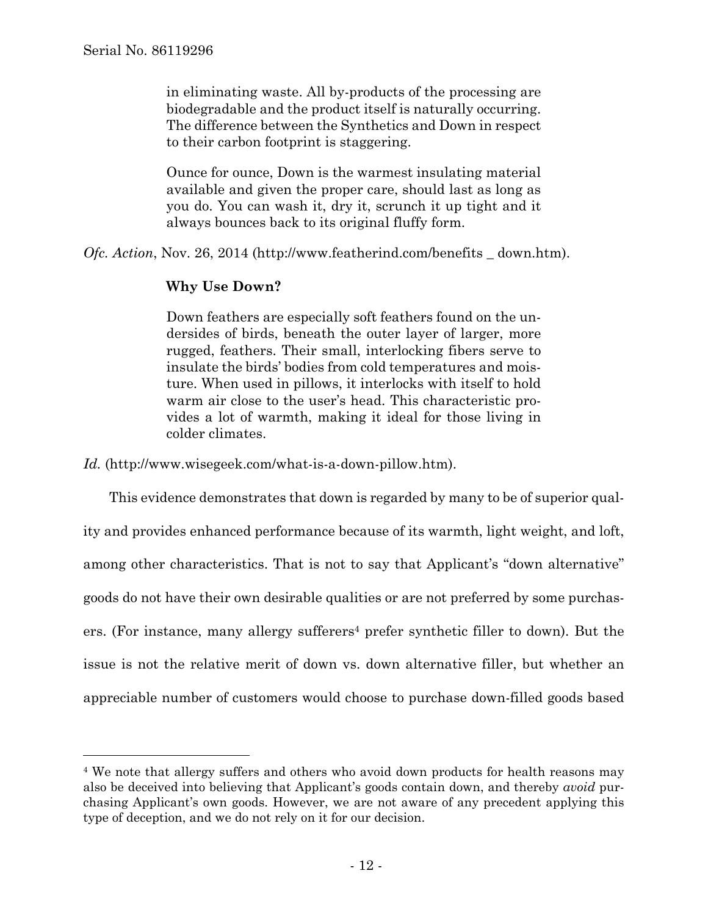> in eliminating waste. All by-products of the processing are biodegradable and the product itself is naturally occurring. The difference between the Synthetics and Down in respect to their carbon footprint is staggering.
>
> Ounce for ounce, Down is the warmest insulating material available and given the proper care, should last as long as you do. You can wash it, dry it, scrunch it up tight and it always bounces back to its original fluffy form.

*Ofc. Action*, Nov. 26, 2014 (http://www.featherind.com/benefits _ down.htm).

> **Why Use Down?**
>
> Down feathers are especially soft feathers found on the undersides of birds, beneath the outer layer of larger, more rugged, feathers. Their small, interlocking fibers serve to insulate the birds' bodies from cold temperatures and moisture. When used in pillows, it interlocks with itself to hold warm air close to the user's head. This characteristic provides a lot of warmth, making it ideal for those living in colder climates.

*Id.* (http://www.wisegeek.com/what-is-a-down-pillow.htm).

This evidence demonstrates that down is regarded by many to be of superior quality and provides enhanced performance because of its warmth, light weight, and loft, among other characteristics. That is not to say that Applicant's "down alternative" goods do not have their own desirable qualities or are not preferred by some purchasers. (For instance, many allergy sufferers[4] prefer synthetic filler to down). But the issue is not the relative merit of down vs. down alternative filler, but whether an appreciable number of customers would choose to purchase down-filled goods based

[4] We note that allergy suffers and others who avoid down products for health reasons may also be deceived into believing that Applicant's goods contain down, and thereby *avoid* purchasing Applicant's own goods. However, we are not aware of any precedent applying this type of deception, and we do not rely on it for our decision.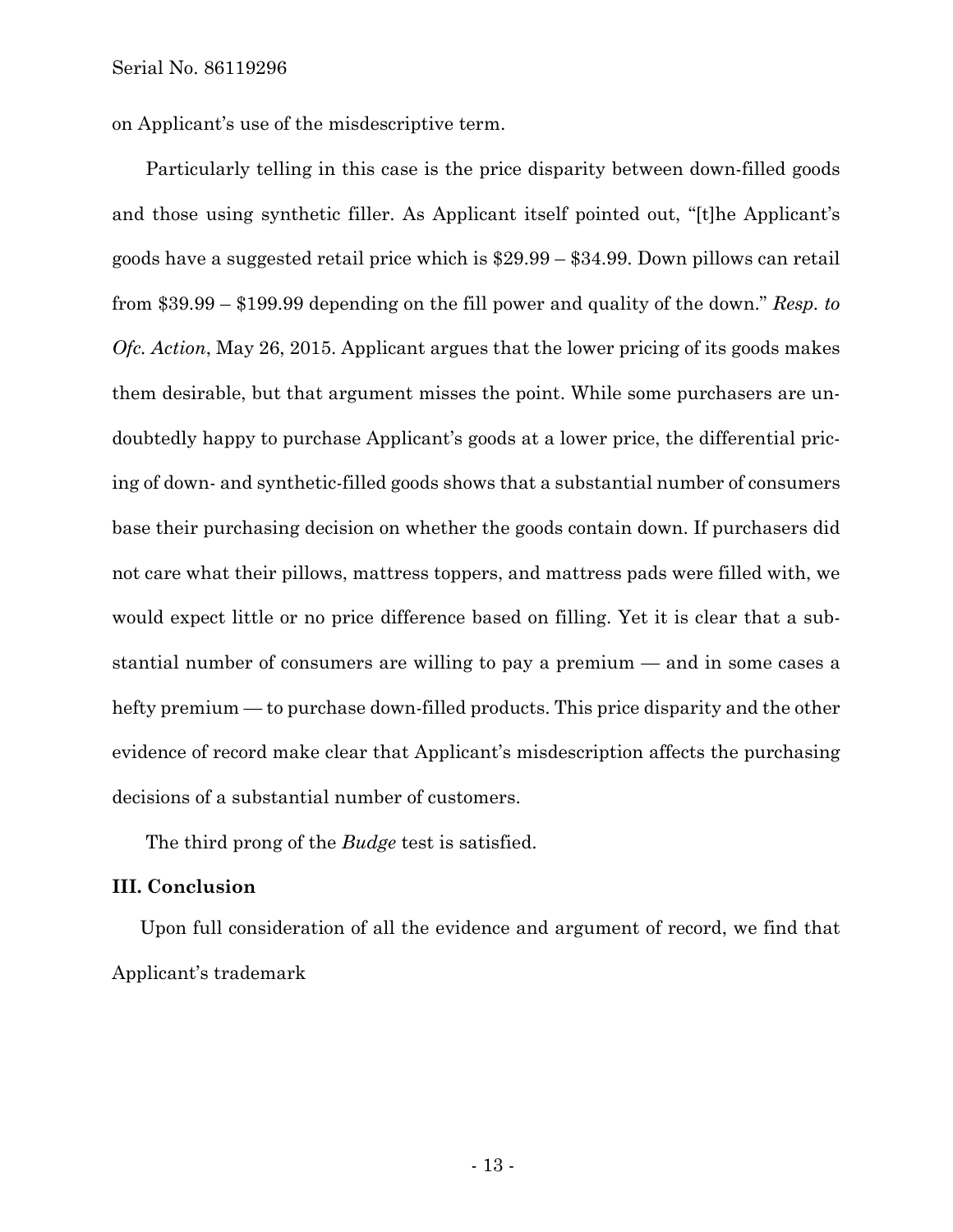on Applicant's use of the misdescriptive term.

Particularly telling in this case is the price disparity between down-filled goods and those using synthetic filler. As Applicant itself pointed out, "[t]he Applicant's goods have a suggested retail price which is $29.99 – $34.99. Down pillows can retail from $39.99 – $199.99 depending on the fill power and quality of the down." *Resp. to Ofc. Action*, May 26, 2015. Applicant argues that the lower pricing of its goods makes them desirable, but that argument misses the point. While some purchasers are undoubtedly happy to purchase Applicant's goods at a lower price, the differential pricing of down- and synthetic-filled goods shows that a substantial number of consumers base their purchasing decision on whether the goods contain down. If purchasers did not care what their pillows, mattress toppers, and mattress pads were filled with, we would expect little or no price difference based on filling. Yet it is clear that a substantial number of consumers are willing to pay a premium — and in some cases a hefty premium — to purchase down-filled products. This price disparity and the other evidence of record make clear that Applicant's misdescription affects the purchasing decisions of a substantial number of customers.

The third prong of the *Budge* test is satisfied.

**III. Conclusion**

Upon full consideration of all the evidence and argument of record, we find that Applicant's trademark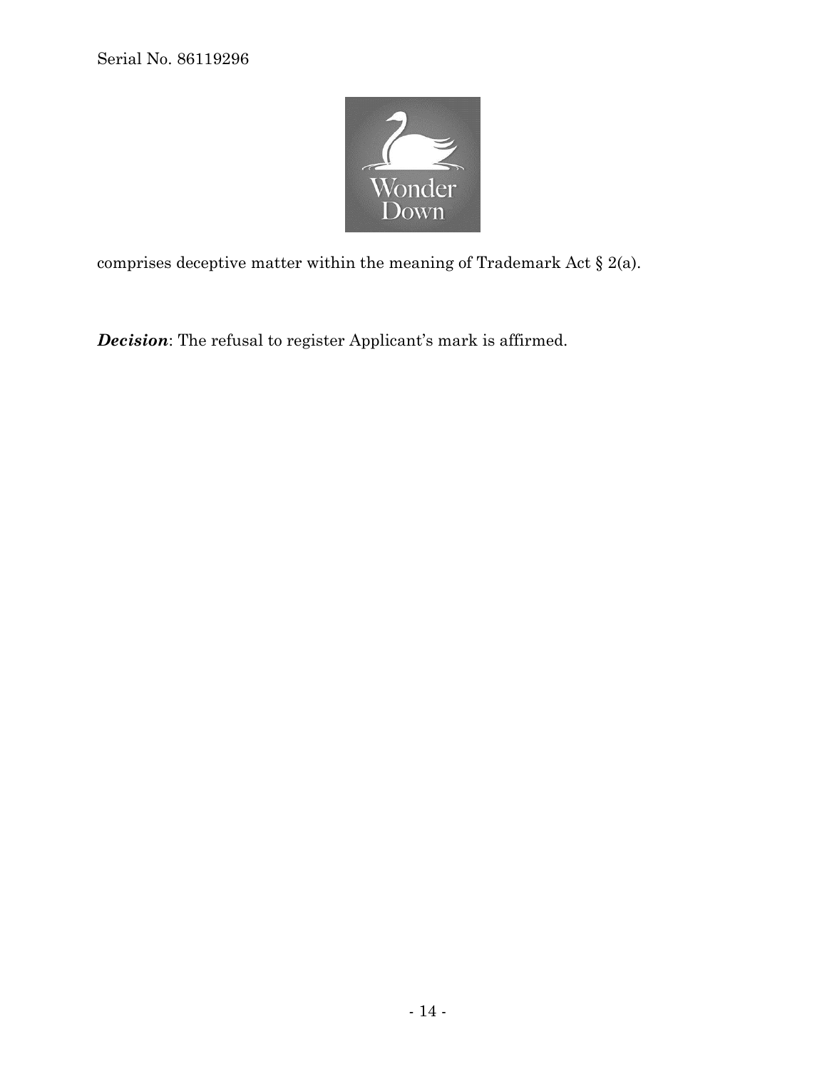comprises deceptive matter within the meaning of Trademark Act § 2(a).

***Decision***: The refusal to register Applicant's mark is affirmed.